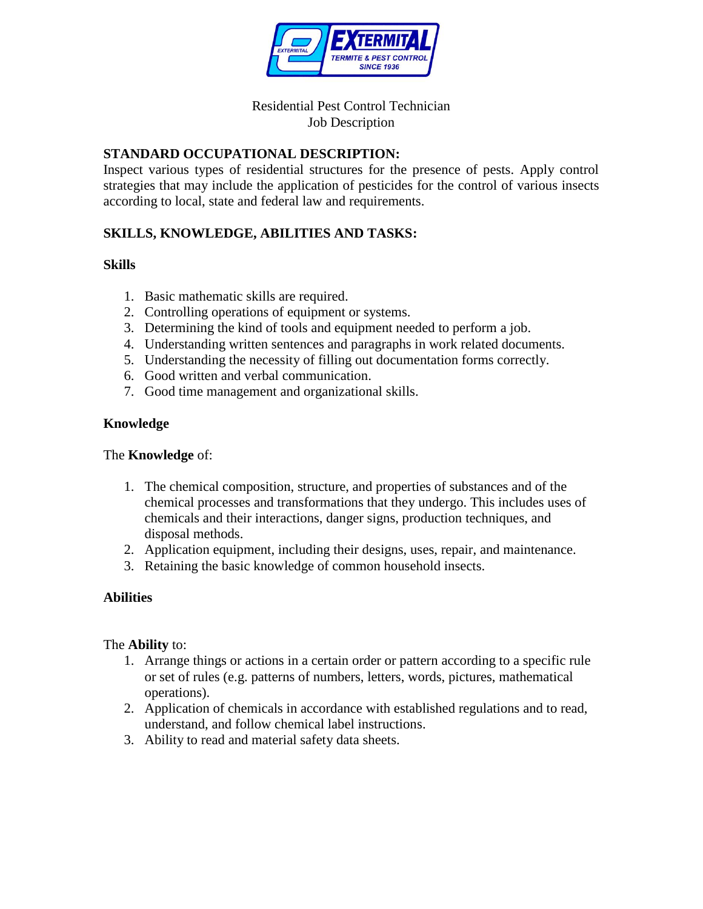# Residential Pest Control Technician
## Job Description

**STANDARD OCCUPATIONAL DESCRIPTION:**
Inspect various types of residential structures for the presence of pests. Apply control strategies that may include the application of pesticides for the control of various insects according to local, state and federal law and requirements.

**SKILLS, KNOWLEDGE, ABILITIES AND TASKS:**

**Skills**

1. Basic mathematic skills are required.
2. Controlling operations of equipment or systems.
3. Determining the kind of tools and equipment needed to perform a job.
4. Understanding written sentences and paragraphs in work related documents.
5. Understanding the necessity of filling out documentation forms correctly.
6. Good written and verbal communication.
7. Good time management and organizational skills.

**Knowledge**

The **Knowledge** of:

1. The chemical composition, structure, and properties of substances and of the chemical processes and transformations that they undergo. This includes uses of chemicals and their interactions, danger signs, production techniques, and disposal methods.
2. Application equipment, including their designs, uses, repair, and maintenance.
3. Retaining the basic knowledge of common household insects.

**Abilities**

The **Ability** to:

1. Arrange things or actions in a certain order or pattern according to a specific rule or set of rules (e.g. patterns of numbers, letters, words, pictures, mathematical operations).
2. Application of chemicals in accordance with established regulations and to read, understand, and follow chemical label instructions.
3. Ability to read and material safety data sheets.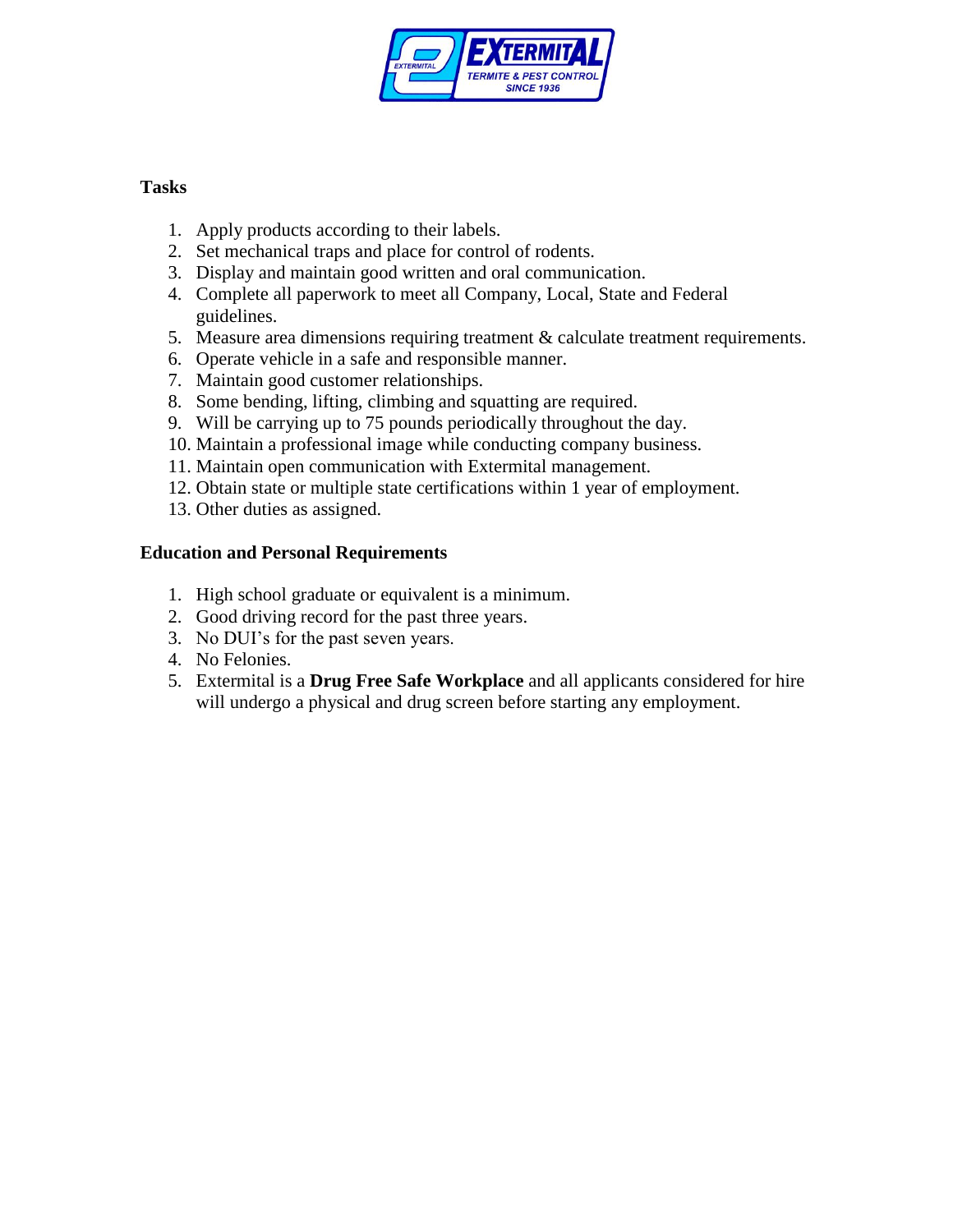**Tasks**

1. Apply products according to their labels.
2. Set mechanical traps and place for control of rodents.
3. Display and maintain good written and oral communication.
4. Complete all paperwork to meet all Company, Local, State and Federal guidelines.
5. Measure area dimensions requiring treatment & calculate treatment requirements.
6. Operate vehicle in a safe and responsible manner.
7. Maintain good customer relationships.
8. Some bending, lifting, climbing and squatting are required.
9. Will be carrying up to 75 pounds periodically throughout the day.
10. Maintain a professional image while conducting company business.
11. Maintain open communication with Extermital management.
12. Obtain state or multiple state certifications within 1 year of employment.
13. Other duties as assigned.

**Education and Personal Requirements**

1. High school graduate or equivalent is a minimum.
2. Good driving record for the past three years.
3. No DUI's for the past seven years.
4. No Felonies.
5. Extermital is a **Drug Free Safe Workplace** and all applicants considered for hire will undergo a physical and drug screen before starting any employment.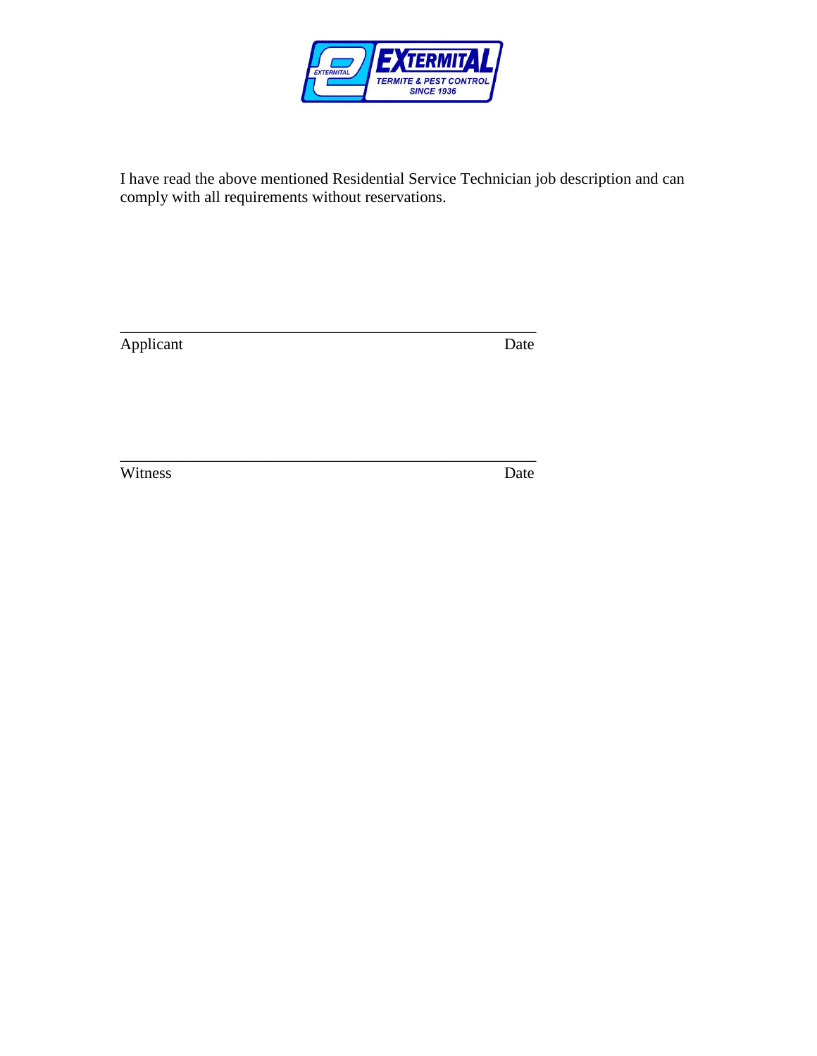I have read the above mentioned Residential Service Technician job description and can comply with all requirements without reservations.

\_\_\_\_\_\_\_\_\_\_\_\_\_\_\_\_\_\_\_\_\_\_\_\_\_\_\_\_\_\_\_\_\_\_\_\_\_\_\_\_\_\_\_\_\_\_\_\_\_\_\_\_

Applicant Date

\_\_\_\_\_\_\_\_\_\_\_\_\_\_\_\_\_\_\_\_\_\_\_\_\_\_\_\_\_\_\_\_\_\_\_\_\_\_\_\_\_\_\_\_\_\_\_\_\_\_\_\_

Witness Date